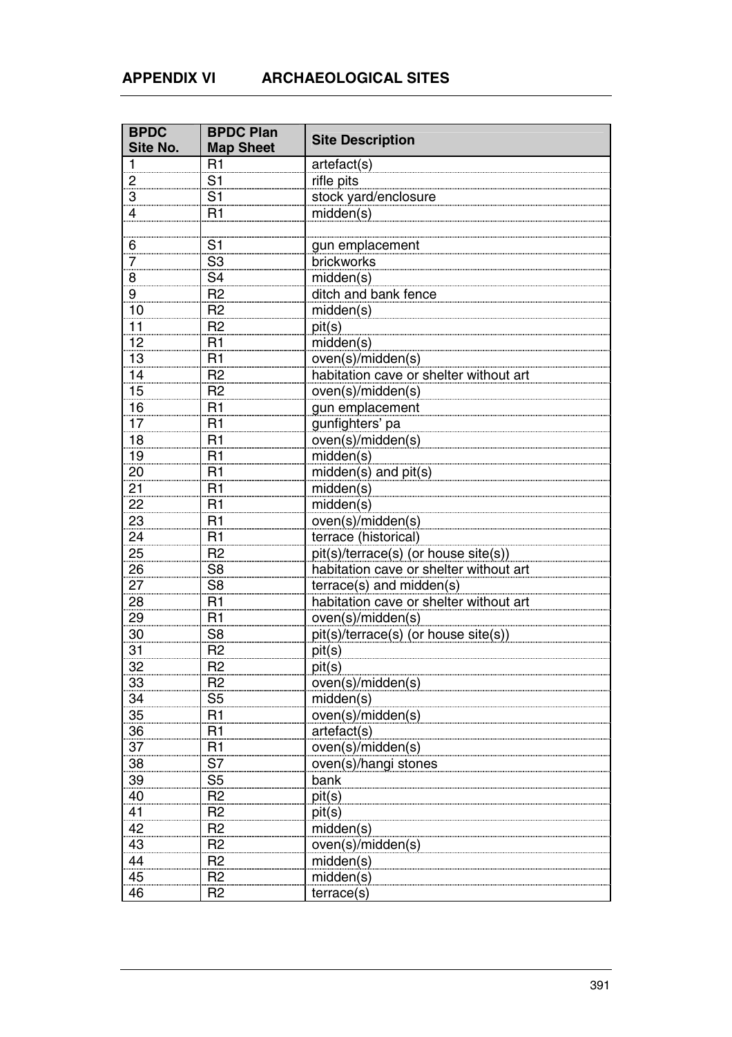## APPENDIX VI ARCHAEOLOGICAL SITES

| BPDC Site No. | BPDC Plan Map Sheet | Site Description |
|---|---|---|
| 1 | R1 | artefact(s) |
| 2 | S1 | rifle pits |
| 3 | S1 | stock yard/enclosure |
| 4 | R1 | midden(s) |
| | | |
| 6 | S1 | gun emplacement |
| 7 | S3 | brickworks |
| 8 | S4 | midden(s) |
| 9 | R2 | ditch and bank fence |
| 10 | R2 | midden(s) |
| 11 | R2 | pit(s) |
| 12 | R1 | midden(s) |
| 13 | R1 | oven(s)/midden(s) |
| 14 | R2 | habitation cave or shelter without art |
| 15 | R2 | oven(s)/midden(s) |
| 16 | R1 | gun emplacement |
| 17 | R1 | gunfighters' pa |
| 18 | R1 | oven(s)/midden(s) |
| 19 | R1 | midden(s) |
| 20 | R1 | midden(s) and pit(s) |
| 21 | R1 | midden(s) |
| 22 | R1 | midden(s) |
| 23 | R1 | oven(s)/midden(s) |
| 24 | R1 | terrace (historical) |
| 25 | R2 | pit(s)/terrace(s) (or house site(s)) |
| 26 | S8 | habitation cave or shelter without art |
| 27 | S8 | terrace(s) and midden(s) |
| 28 | R1 | habitation cave or shelter without art |
| 29 | R1 | oven(s)/midden(s) |
| 30 | S8 | pit(s)/terrace(s) (or house site(s)) |
| 31 | R2 | pit(s) |
| 32 | R2 | pit(s) |
| 33 | R2 | oven(s)/midden(s) |
| 34 | S5 | midden(s) |
| 35 | R1 | oven(s)/midden(s) |
| 36 | R1 | artefact(s) |
| 37 | R1 | oven(s)/midden(s) |
| 38 | S7 | oven(s)/hangi stones |
| 39 | S5 | bank |
| 40 | R2 | pit(s) |
| 41 | R2 | pit(s) |
| 42 | R2 | midden(s) |
| 43 | R2 | oven(s)/midden(s) |
| 44 | R2 | midden(s) |
| 45 | R2 | midden(s) |
| 46 | R2 | terrace(s) |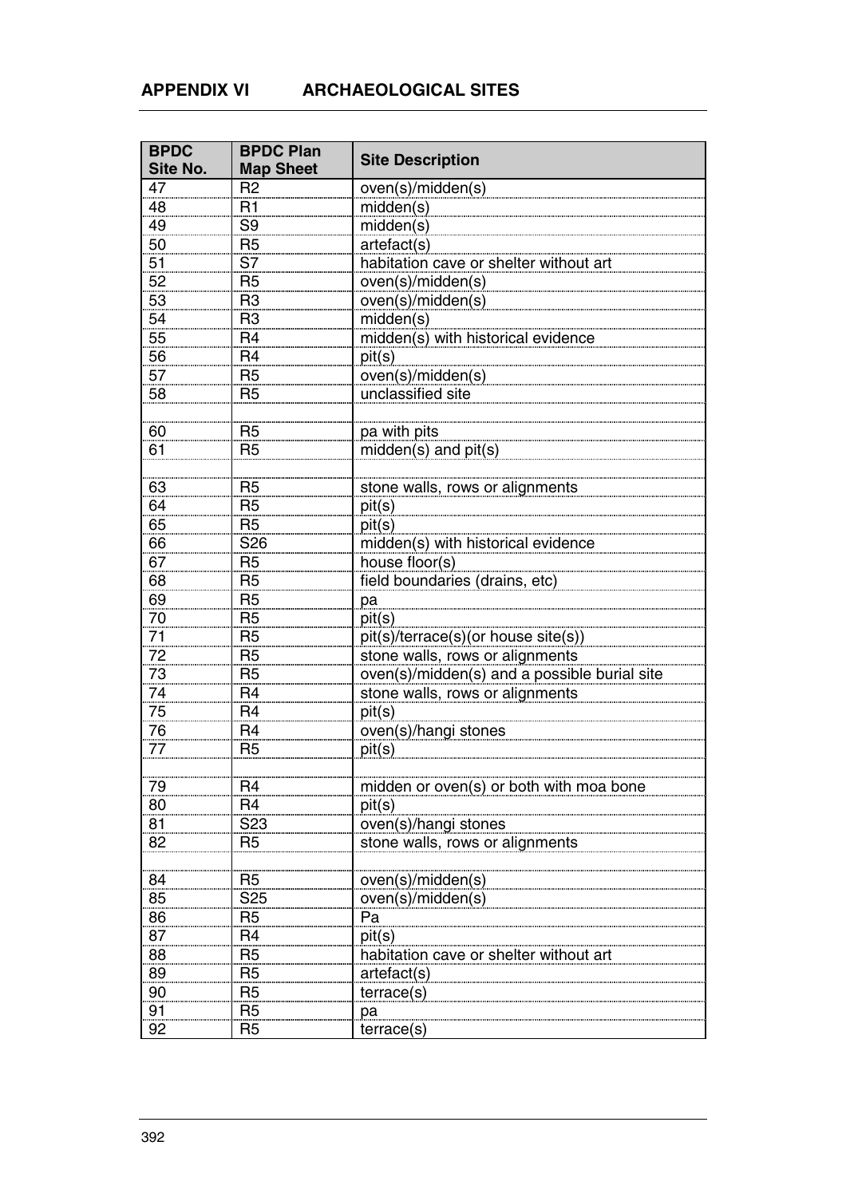## APPENDIX VI ARCHAEOLOGICAL SITES

| BPDC Site No. | BPDC Plan Map Sheet | Site Description |
|---|---|---|
| 47 | R2 | oven(s)/midden(s) |
| 48 | R1 | midden(s) |
| 49 | S9 | midden(s) |
| 50 | R5 | artefact(s) |
| 51 | S7 | habitation cave or shelter without art |
| 52 | R5 | oven(s)/midden(s) |
| 53 | R3 | oven(s)/midden(s) |
| 54 | R3 | midden(s) |
| 55 | R4 | midden(s) with historical evidence |
| 56 | R4 | pit(s) |
| 57 | R5 | oven(s)/midden(s) |
| 58 | R5 | unclassified site |
| | | |
| 60 | R5 | pa with pits |
| 61 | R5 | midden(s) and pit(s) |
| | | |
| 63 | R5 | stone walls, rows or alignments |
| 64 | R5 | pit(s) |
| 65 | R5 | pit(s) |
| 66 | S26 | midden(s) with historical evidence |
| 67 | R5 | house floor(s) |
| 68 | R5 | field boundaries (drains, etc) |
| 69 | R5 | pa |
| 70 | R5 | pit(s) |
| 71 | R5 | pit(s)/terrace(s)(or house site(s)) |
| 72 | R5 | stone walls, rows or alignments |
| 73 | R5 | oven(s)/midden(s) and a possible burial site |
| 74 | R4 | stone walls, rows or alignments |
| 75 | R4 | pit(s) |
| 76 | R4 | oven(s)/hangi stones |
| 77 | R5 | pit(s) |
| | | |
| 79 | R4 | midden or oven(s) or both with moa bone |
| 80 | R4 | pit(s) |
| 81 | S23 | oven(s)/hangi stones |
| 82 | R5 | stone walls, rows or alignments |
| | | |
| 84 | R5 | oven(s)/midden(s) |
| 85 | S25 | oven(s)/midden(s) |
| 86 | R5 | Pa |
| 87 | R4 | pit(s) |
| 88 | R5 | habitation cave or shelter without art |
| 89 | R5 | artefact(s) |
| 90 | R5 | terrace(s) |
| 91 | R5 | pa |
| 92 | R5 | terrace(s) |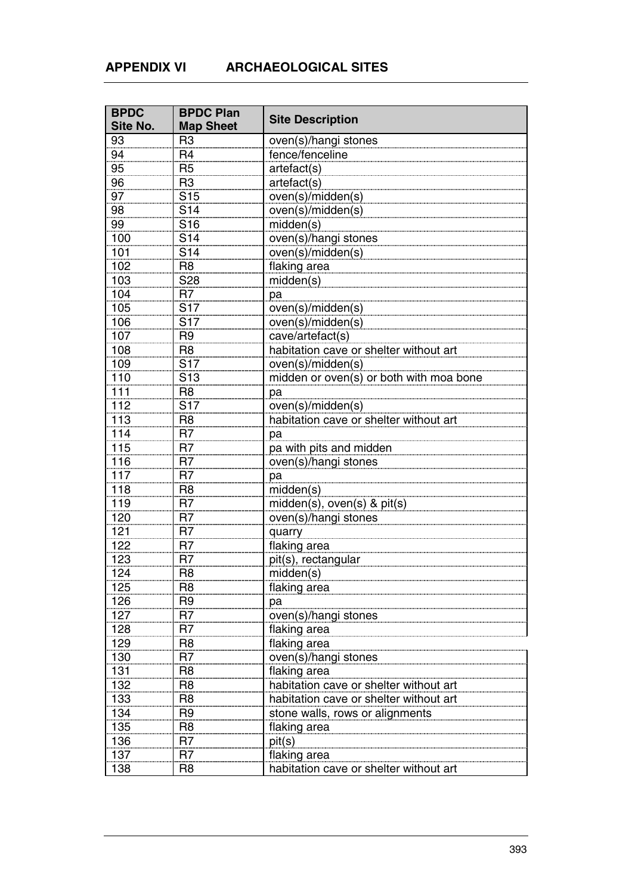## APPENDIX VI ARCHAEOLOGICAL SITES

| BPDC Site No. | BPDC Plan Map Sheet | Site Description |
|---|---|---|
| 93 | R3 | oven(s)/hangi stones |
| 94 | R4 | fence/fenceline |
| 95 | R5 | artefact(s) |
| 96 | R3 | artefact(s) |
| 97 | S15 | oven(s)/midden(s) |
| 98 | S14 | oven(s)/midden(s) |
| 99 | S16 | midden(s) |
| 100 | S14 | oven(s)/hangi stones |
| 101 | S14 | oven(s)/midden(s) |
| 102 | R8 | flaking area |
| 103 | S28 | midden(s) |
| 104 | R7 | pa |
| 105 | S17 | oven(s)/midden(s) |
| 106 | S17 | oven(s)/midden(s) |
| 107 | R9 | cave/artefact(s) |
| 108 | R8 | habitation cave or shelter without art |
| 109 | S17 | oven(s)/midden(s) |
| 110 | S13 | midden or oven(s) or both with moa bone |
| 111 | R8 | pa |
| 112 | S17 | oven(s)/midden(s) |
| 113 | R8 | habitation cave or shelter without art |
| 114 | R7 | pa |
| 115 | R7 | pa with pits and midden |
| 116 | R7 | oven(s)/hangi stones |
| 117 | R7 | pa |
| 118 | R8 | midden(s) |
| 119 | R7 | midden(s), oven(s) & pit(s) |
| 120 | R7 | oven(s)/hangi stones |
| 121 | R7 | quarry |
| 122 | R7 | flaking area |
| 123 | R7 | pit(s), rectangular |
| 124 | R8 | midden(s) |
| 125 | R8 | flaking area |
| 126 | R9 | pa |
| 127 | R7 | oven(s)/hangi stones |
| 128 | R7 | flaking area |
| 129 | R8 | flaking area |
| 130 | R7 | oven(s)/hangi stones |
| 131 | R8 | flaking area |
| 132 | R8 | habitation cave or shelter without art |
| 133 | R8 | habitation cave or shelter without art |
| 134 | R9 | stone walls, rows or alignments |
| 135 | R8 | flaking area |
| 136 | R7 | pit(s) |
| 137 | R7 | flaking area |
| 138 | R8 | habitation cave or shelter without art |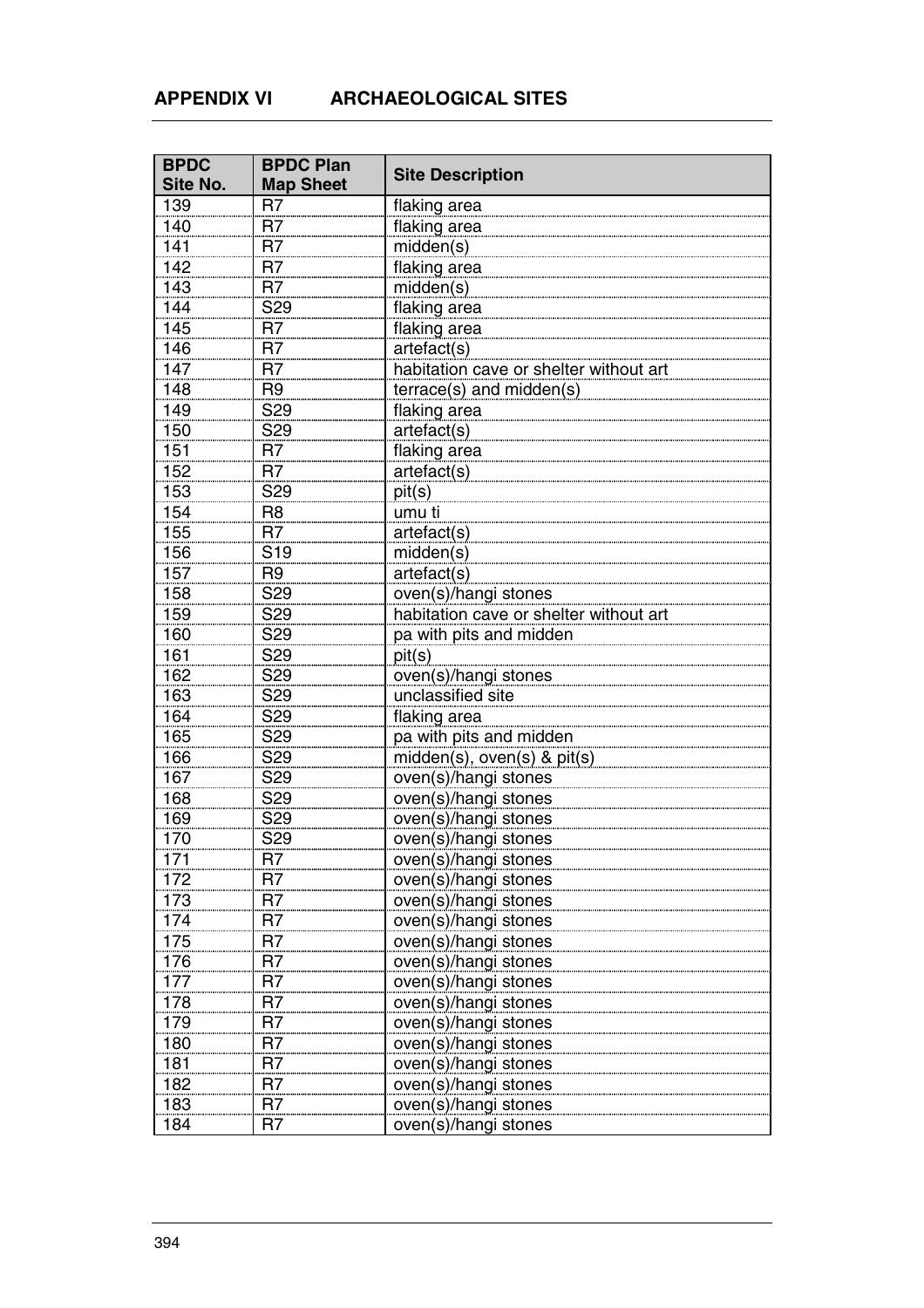## APPENDIX VI ARCHAEOLOGICAL SITES

| BPDC Site No. | BPDC Plan Map Sheet | Site Description |
|---|---|---|
| 139 | R7 | flaking area |
| 140 | R7 | flaking area |
| 141 | R7 | midden(s) |
| 142 | R7 | flaking area |
| 143 | R7 | midden(s) |
| 144 | S29 | flaking area |
| 145 | R7 | flaking area |
| 146 | R7 | artefact(s) |
| 147 | R7 | habitation cave or shelter without art |
| 148 | R9 | terrace(s) and midden(s) |
| 149 | S29 | flaking area |
| 150 | S29 | artefact(s) |
| 151 | R7 | flaking area |
| 152 | R7 | artefact(s) |
| 153 | S29 | pit(s) |
| 154 | R8 | umu ti |
| 155 | R7 | artefact(s) |
| 156 | S19 | midden(s) |
| 157 | R9 | artefact(s) |
| 158 | S29 | oven(s)/hangi stones |
| 159 | S29 | habitation cave or shelter without art |
| 160 | S29 | pa with pits and midden |
| 161 | S29 | pit(s) |
| 162 | S29 | oven(s)/hangi stones |
| 163 | S29 | unclassified site |
| 164 | S29 | flaking area |
| 165 | S29 | pa with pits and midden |
| 166 | S29 | midden(s), oven(s) & pit(s) |
| 167 | S29 | oven(s)/hangi stones |
| 168 | S29 | oven(s)/hangi stones |
| 169 | S29 | oven(s)/hangi stones |
| 170 | S29 | oven(s)/hangi stones |
| 171 | R7 | oven(s)/hangi stones |
| 172 | R7 | oven(s)/hangi stones |
| 173 | R7 | oven(s)/hangi stones |
| 174 | R7 | oven(s)/hangi stones |
| 175 | R7 | oven(s)/hangi stones |
| 176 | R7 | oven(s)/hangi stones |
| 177 | R7 | oven(s)/hangi stones |
| 178 | R7 | oven(s)/hangi stones |
| 179 | R7 | oven(s)/hangi stones |
| 180 | R7 | oven(s)/hangi stones |
| 181 | R7 | oven(s)/hangi stones |
| 182 | R7 | oven(s)/hangi stones |
| 183 | R7 | oven(s)/hangi stones |
| 184 | R7 | oven(s)/hangi stones |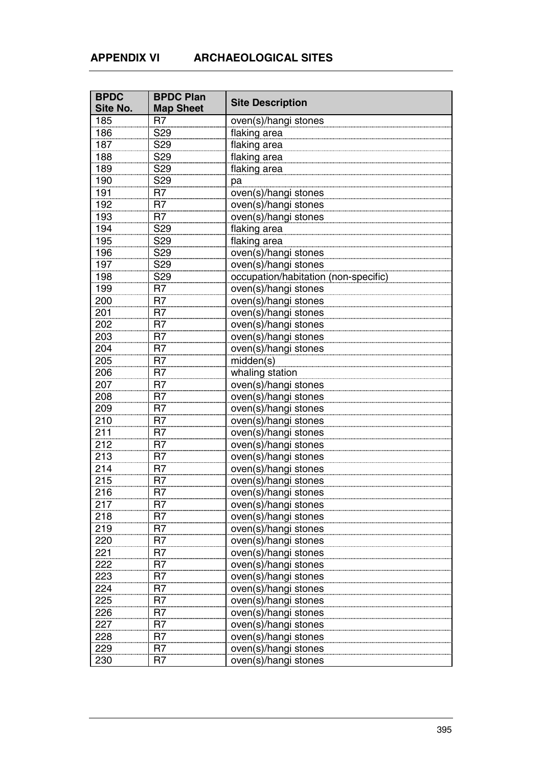## APPENDIX VI ARCHAEOLOGICAL SITES

| BPDC Site No. | BPDC Plan Map Sheet | Site Description |
|---|---|---|
| 185 | R7 | oven(s)/hangi stones |
| 186 | S29 | flaking area |
| 187 | S29 | flaking area |
| 188 | S29 | flaking area |
| 189 | S29 | flaking area |
| 190 | S29 | pa |
| 191 | R7 | oven(s)/hangi stones |
| 192 | R7 | oven(s)/hangi stones |
| 193 | R7 | oven(s)/hangi stones |
| 194 | S29 | flaking area |
| 195 | S29 | flaking area |
| 196 | S29 | oven(s)/hangi stones |
| 197 | S29 | oven(s)/hangi stones |
| 198 | S29 | occupation/habitation (non-specific) |
| 199 | R7 | oven(s)/hangi stones |
| 200 | R7 | oven(s)/hangi stones |
| 201 | R7 | oven(s)/hangi stones |
| 202 | R7 | oven(s)/hangi stones |
| 203 | R7 | oven(s)/hangi stones |
| 204 | R7 | oven(s)/hangi stones |
| 205 | R7 | midden(s) |
| 206 | R7 | whaling station |
| 207 | R7 | oven(s)/hangi stones |
| 208 | R7 | oven(s)/hangi stones |
| 209 | R7 | oven(s)/hangi stones |
| 210 | R7 | oven(s)/hangi stones |
| 211 | R7 | oven(s)/hangi stones |
| 212 | R7 | oven(s)/hangi stones |
| 213 | R7 | oven(s)/hangi stones |
| 214 | R7 | oven(s)/hangi stones |
| 215 | R7 | oven(s)/hangi stones |
| 216 | R7 | oven(s)/hangi stones |
| 217 | R7 | oven(s)/hangi stones |
| 218 | R7 | oven(s)/hangi stones |
| 219 | R7 | oven(s)/hangi stones |
| 220 | R7 | oven(s)/hangi stones |
| 221 | R7 | oven(s)/hangi stones |
| 222 | R7 | oven(s)/hangi stones |
| 223 | R7 | oven(s)/hangi stones |
| 224 | R7 | oven(s)/hangi stones |
| 225 | R7 | oven(s)/hangi stones |
| 226 | R7 | oven(s)/hangi stones |
| 227 | R7 | oven(s)/hangi stones |
| 228 | R7 | oven(s)/hangi stones |
| 229 | R7 | oven(s)/hangi stones |
| 230 | R7 | oven(s)/hangi stones |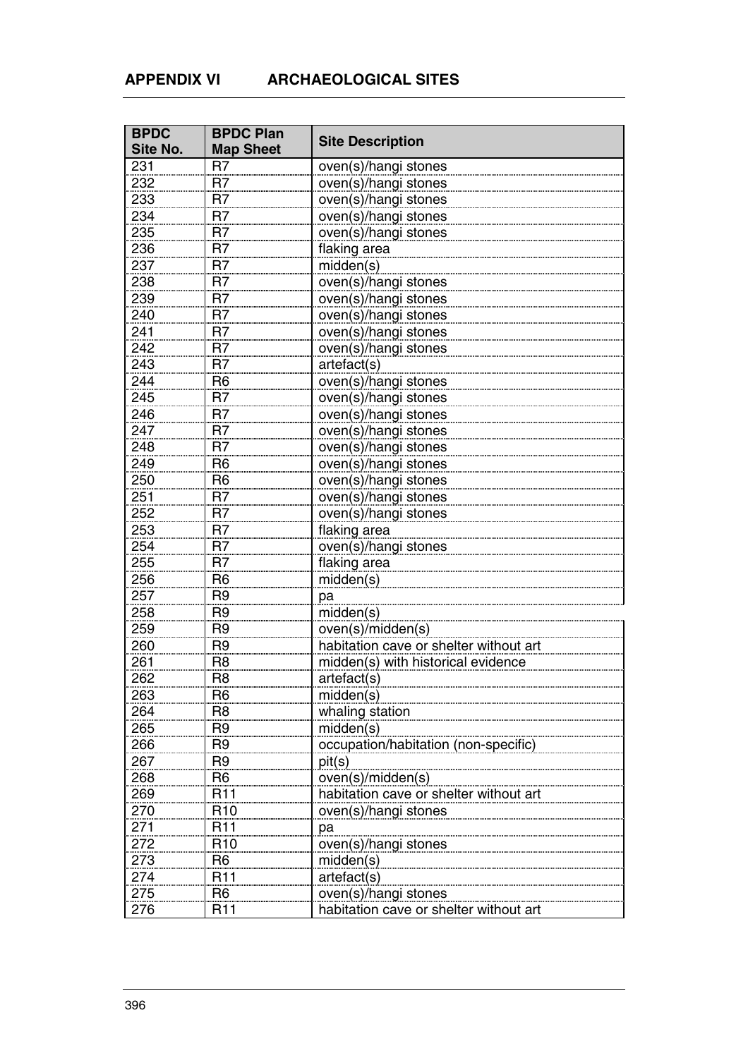## APPENDIX VI ARCHAEOLOGICAL SITES

| BPDC Site No. | BPDC Plan Map Sheet | Site Description |
|---|---|---|
| 231 | R7 | oven(s)/hangi stones |
| 232 | R7 | oven(s)/hangi stones |
| 233 | R7 | oven(s)/hangi stones |
| 234 | R7 | oven(s)/hangi stones |
| 235 | R7 | oven(s)/hangi stones |
| 236 | R7 | flaking area |
| 237 | R7 | midden(s) |
| 238 | R7 | oven(s)/hangi stones |
| 239 | R7 | oven(s)/hangi stones |
| 240 | R7 | oven(s)/hangi stones |
| 241 | R7 | oven(s)/hangi stones |
| 242 | R7 | oven(s)/hangi stones |
| 243 | R7 | artefact(s) |
| 244 | R6 | oven(s)/hangi stones |
| 245 | R7 | oven(s)/hangi stones |
| 246 | R7 | oven(s)/hangi stones |
| 247 | R7 | oven(s)/hangi stones |
| 248 | R7 | oven(s)/hangi stones |
| 249 | R6 | oven(s)/hangi stones |
| 250 | R6 | oven(s)/hangi stones |
| 251 | R7 | oven(s)/hangi stones |
| 252 | R7 | oven(s)/hangi stones |
| 253 | R7 | flaking area |
| 254 | R7 | oven(s)/hangi stones |
| 255 | R7 | flaking area |
| 256 | R6 | midden(s) |
| 257 | R9 | pa |
| 258 | R9 | midden(s) |
| 259 | R9 | oven(s)/midden(s) |
| 260 | R9 | habitation cave or shelter without art |
| 261 | R8 | midden(s) with historical evidence |
| 262 | R8 | artefact(s) |
| 263 | R6 | midden(s) |
| 264 | R8 | whaling station |
| 265 | R9 | midden(s) |
| 266 | R9 | occupation/habitation (non-specific) |
| 267 | R9 | pit(s) |
| 268 | R6 | oven(s)/midden(s) |
| 269 | R11 | habitation cave or shelter without art |
| 270 | R10 | oven(s)/hangi stones |
| 271 | R11 | pa |
| 272 | R10 | oven(s)/hangi stones |
| 273 | R6 | midden(s) |
| 274 | R11 | artefact(s) |
| 275 | R6 | oven(s)/hangi stones |
| 276 | R11 | habitation cave or shelter without art |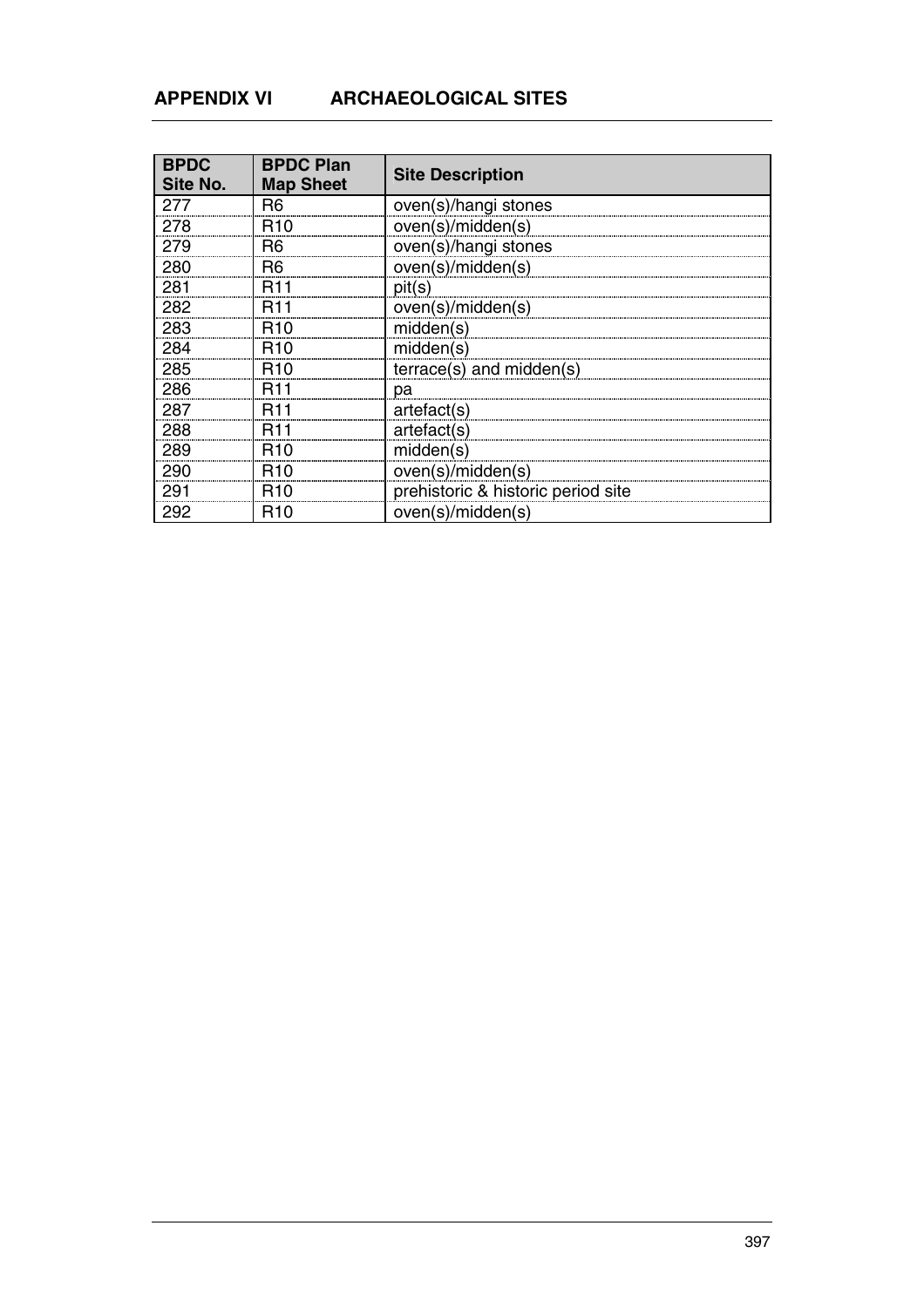## APPENDIX VI ARCHAEOLOGICAL SITES

| BPDC Site No. | BPDC Plan Map Sheet | Site Description |
|---|---|---|
| 277 | R6 | oven(s)/hangi stones |
| 278 | R10 | oven(s)/midden(s) |
| 279 | R6 | oven(s)/hangi stones |
| 280 | R6 | oven(s)/midden(s) |
| 281 | R11 | pit(s) |
| 282 | R11 | oven(s)/midden(s) |
| 283 | R10 | midden(s) |
| 284 | R10 | midden(s) |
| 285 | R10 | terrace(s) and midden(s) |
| 286 | R11 | pa |
| 287 | R11 | artefact(s) |
| 288 | R11 | artefact(s) |
| 289 | R10 | midden(s) |
| 290 | R10 | oven(s)/midden(s) |
| 291 | R10 | prehistoric & historic period site |
| 292 | R10 | oven(s)/midden(s) |